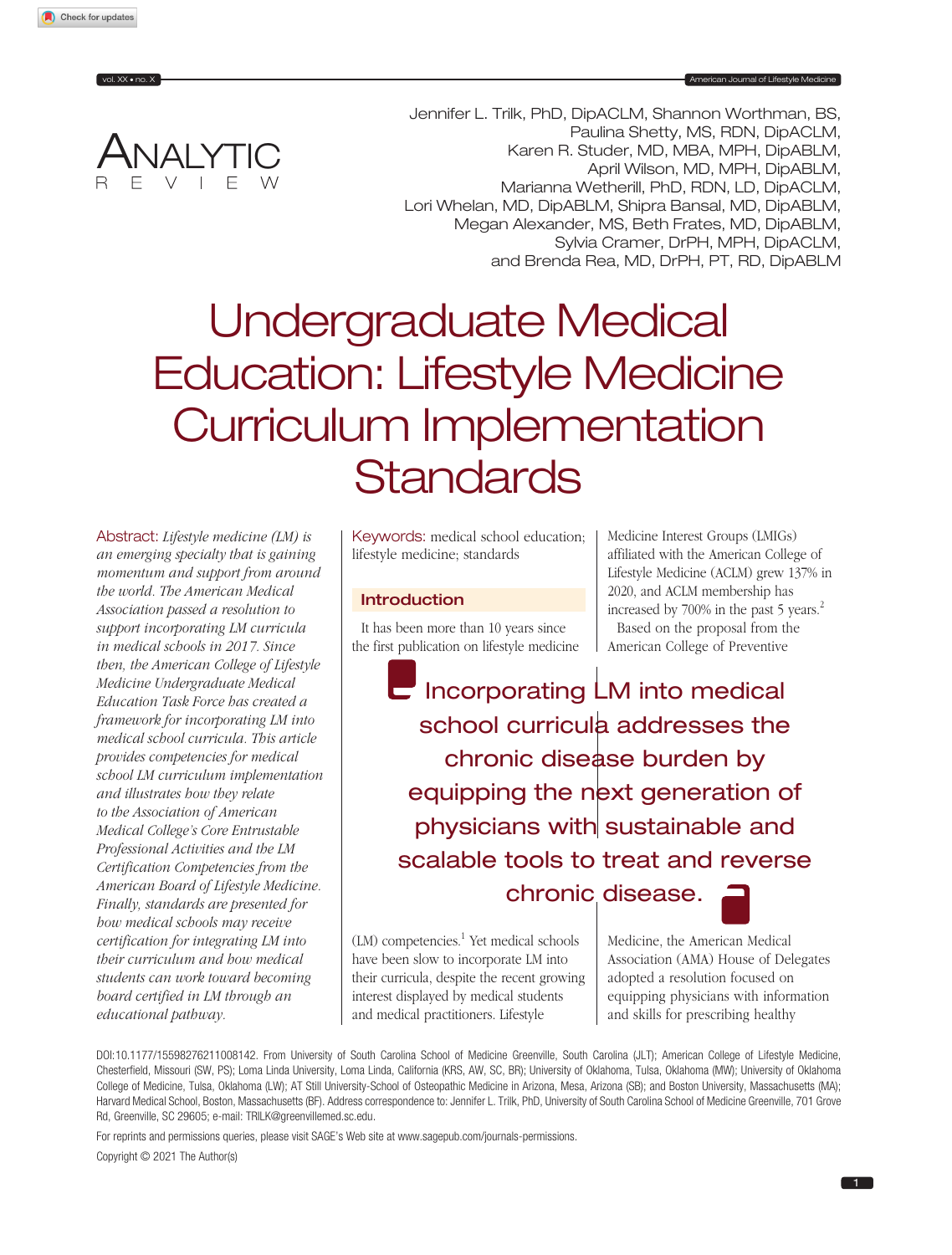Analytic Review

Jennifer L. Trilk, PhD, DipACLM, Shannon Worthman, BS, Paulina Shetty, MS, RDN, DipACLM, Karen R. Studer, MD, MBA, MPH, DipABLM, April Wilson, MD, MPH, DipABLM, Marianna Wetherill, PhD, RDN, LD, DipACLM, Lori Whelan, MD, DipABLM, Shipra Bansal, MD, DipABLM, Megan Alexander, MS, Beth Frates, MD, DipABLM, Sylvia Cramer, DrPH, MPH, DipACLM, and Brenda Rea, MD, DrPH, PT, RD, DipABLM

# Undergraduate Medical Education: Lifestyle Medicine Curriculum Implementation Standards

**Abstract:** *Lifestyle medicine (LM) is an emerging specialty that is gaining momentum and support from around the world. The American Medical Association passed a resolution to support incorporating LM curricula in medical schools in 2017. Since then, the American College of Lifestyle Medicine Undergraduate Medical Education Task Force has created a framework for incorporating LM into medical school curricula. This article provides competencies for medical school LM curriculum implementation and illustrates how they relate to the Association of American Medical College's Core Entrustable Professional Activities and the LM Certification Competencies from the American Board of Lifestyle Medicine. Finally, standards are presented for how medical schools may receive certification for integrating LM into their curriculum and how medical students can work toward becoming board certified in LM through an educational pathway.*

**Keywords:** medical school education; lifestyle medicine; standards

## Introduction

It has been more than 10 years since the first publication on lifestyle medicine (LM) competencies.[1] Yet medical schools have been slow to incorporate LM into their curricula, despite the recent growing interest displayed by medical students and medical practitioners. Lifestyle Medicine Interest Groups (LMIGs) affiliated with the American College of Lifestyle Medicine (ACLM) grew 137% in 2020, and ACLM membership has increased by 700% in the past 5 years.[2]

Based on the proposal from the American College of Preventive Medicine, the American Medical Association (AMA) House of Delegates adopted a resolution focused on equipping physicians with information and skills for prescribing healthy

> Incorporating LM into medical school curricula addresses the chronic disease burden by equipping the next generation of physicians with sustainable and scalable tools to treat and reverse chronic disease.

DOI:10.1177/15598276211008142. From University of South Carolina School of Medicine Greenville, South Carolina (JLT); American College of Lifestyle Medicine, Chesterfield, Missouri (SW, PS); Loma Linda University, Loma Linda, California (KRS, AW, SC, BR); University of Oklahoma, Tulsa, Oklahoma (MW); University of Oklahoma College of Medicine, Tulsa, Oklahoma (LW); AT Still University-School of Osteopathic Medicine in Arizona, Mesa, Arizona (SB); and Boston University, Massachusetts (MA); Harvard Medical School, Boston, Massachusetts (BF). Address correspondence to: Jennifer L. Trilk, PhD, University of South Carolina School of Medicine Greenville, 701 Grove Rd, Greenville, SC 29605; e-mail: TRILK@greenvillemed.sc.edu.

For reprints and permissions queries, please visit SAGE's Web site at www.sagepub.com/journals-permissions.

Copyright © 2021 The Author(s)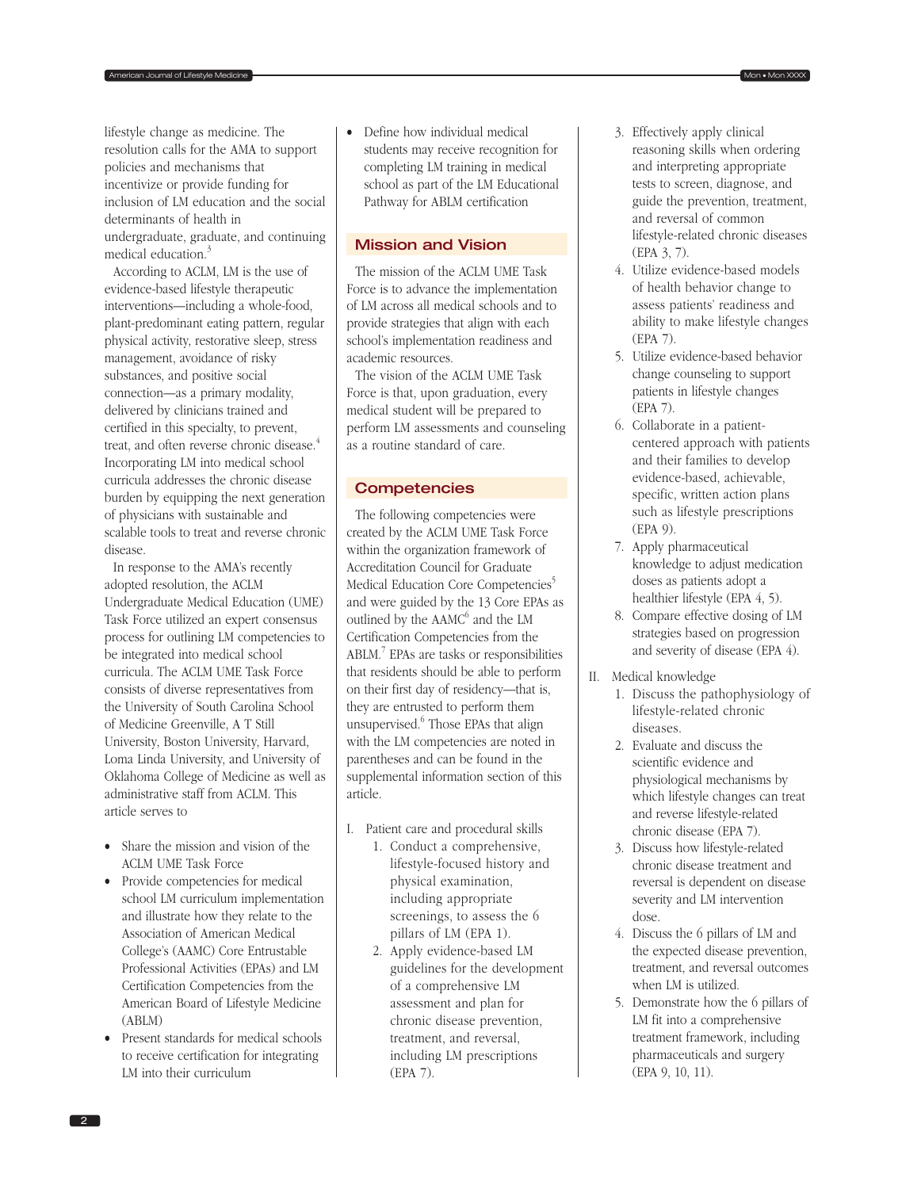lifestyle change as medicine. The resolution calls for the AMA to support policies and mechanisms that incentivize or provide funding for inclusion of LM education and the social determinants of health in undergraduate, graduate, and continuing medical education.[3]

According to ACLM, LM is the use of evidence-based lifestyle therapeutic interventions—including a whole-food, plant-predominant eating pattern, regular physical activity, restorative sleep, stress management, avoidance of risky substances, and positive social connection—as a primary modality, delivered by clinicians trained and certified in this specialty, to prevent, treat, and often reverse chronic disease.[4] Incorporating LM into medical school curricula addresses the chronic disease burden by equipping the next generation of physicians with sustainable and scalable tools to treat and reverse chronic disease.

In response to the AMA's recently adopted resolution, the ACLM Undergraduate Medical Education (UME) Task Force utilized an expert consensus process for outlining LM competencies to be integrated into medical school curricula. The ACLM UME Task Force consists of diverse representatives from the University of South Carolina School of Medicine Greenville, A T Still University, Boston University, Harvard, Loma Linda University, and University of Oklahoma College of Medicine as well as administrative staff from ACLM. This article serves to

- Share the mission and vision of the ACLM UME Task Force
- Provide competencies for medical school LM curriculum implementation and illustrate how they relate to the Association of American Medical College's (AAMC) Core Entrustable Professional Activities (EPAs) and LM Certification Competencies from the American Board of Lifestyle Medicine (ABLM)
- Present standards for medical schools to receive certification for integrating LM into their curriculum
- Define how individual medical students may receive recognition for completing LM training in medical school as part of the LM Educational Pathway for ABLM certification

## Mission and Vision

The mission of the ACLM UME Task Force is to advance the implementation of LM across all medical schools and to provide strategies that align with each school's implementation readiness and academic resources.

The vision of the ACLM UME Task Force is that, upon graduation, every medical student will be prepared to perform LM assessments and counseling as a routine standard of care.

## Competencies

The following competencies were created by the ACLM UME Task Force within the organization framework of Accreditation Council for Graduate Medical Education Core Competencies[5] and were guided by the 13 Core EPAs as outlined by the AAMC[6] and the LM Certification Competencies from the ABLM.[7] EPAs are tasks or responsibilities that residents should be able to perform on their first day of residency—that is, they are entrusted to perform them unsupervised.[6] Those EPAs that align with the LM competencies are noted in parentheses and can be found in the supplemental information section of this article.

I. Patient care and procedural skills
   1. Conduct a comprehensive, lifestyle-focused history and physical examination, including appropriate screenings, to assess the 6 pillars of LM (EPA 1).
   2. Apply evidence-based LM guidelines for the development of a comprehensive LM assessment and plan for chronic disease prevention, treatment, and reversal, including LM prescriptions (EPA 7).
   3. Effectively apply clinical reasoning skills when ordering and interpreting appropriate tests to screen, diagnose, and guide the prevention, treatment, and reversal of common lifestyle-related chronic diseases (EPA 3, 7).
   4. Utilize evidence-based models of health behavior change to assess patients' readiness and ability to make lifestyle changes (EPA 7).
   5. Utilize evidence-based behavior change counseling to support patients in lifestyle changes (EPA 7).
   6. Collaborate in a patient-centered approach with patients and their families to develop evidence-based, achievable, specific, written action plans such as lifestyle prescriptions (EPA 9).
   7. Apply pharmaceutical knowledge to adjust medication doses as patients adopt a healthier lifestyle (EPA 4, 5).
   8. Compare effective dosing of LM strategies based on progression and severity of disease (EPA 4).

II. Medical knowledge
   1. Discuss the pathophysiology of lifestyle-related chronic diseases.
   2. Evaluate and discuss the scientific evidence and physiological mechanisms by which lifestyle changes can treat and reverse lifestyle-related chronic disease (EPA 7).
   3. Discuss how lifestyle-related chronic disease treatment and reversal is dependent on disease severity and LM intervention dose.
   4. Discuss the 6 pillars of LM and the expected disease prevention, treatment, and reversal outcomes when LM is utilized.
   5. Demonstrate how the 6 pillars of LM fit into a comprehensive treatment framework, including pharmaceuticals and surgery (EPA 9, 10, 11).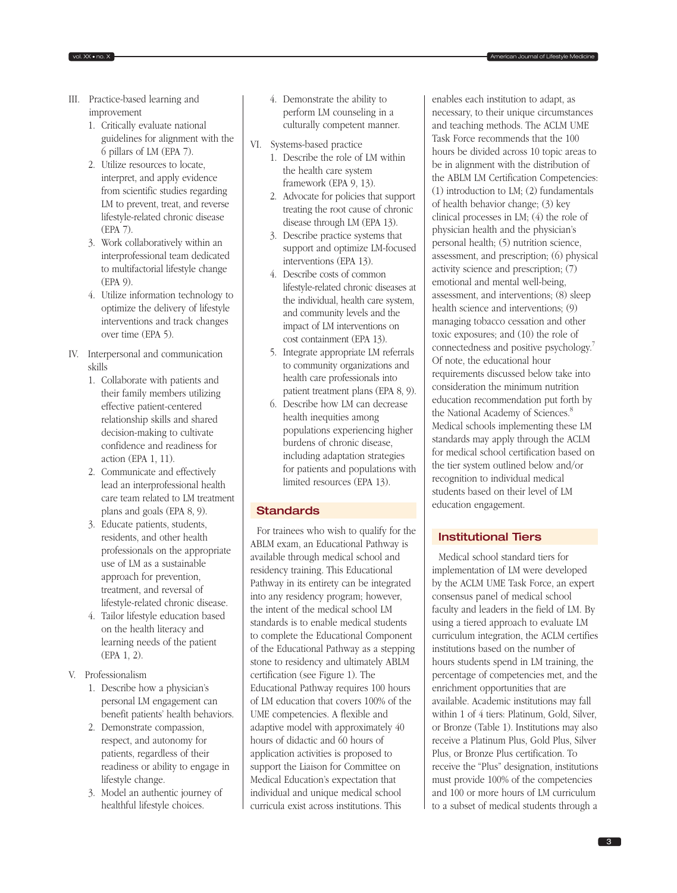III. Practice-based learning and improvement
   1. Critically evaluate national guidelines for alignment with the 6 pillars of LM (EPA 7).
   2. Utilize resources to locate, interpret, and apply evidence from scientific studies regarding LM to prevent, treat, and reverse lifestyle-related chronic disease (EPA 7).
   3. Work collaboratively within an interprofessional team dedicated to multifactorial lifestyle change (EPA 9).
   4. Utilize information technology to optimize the delivery of lifestyle interventions and track changes over time (EPA 5).

IV. Interpersonal and communication skills
   1. Collaborate with patients and their family members utilizing effective patient-centered relationship skills and shared decision-making to cultivate confidence and readiness for action (EPA 1, 11).
   2. Communicate and effectively lead an interprofessional health care team related to LM treatment plans and goals (EPA 8, 9).
   3. Educate patients, students, residents, and other health professionals on the appropriate use of LM as a sustainable approach for prevention, treatment, and reversal of lifestyle-related chronic disease.
   4. Tailor lifestyle education based on the health literacy and learning needs of the patient (EPA 1, 2).

V. Professionalism
   1. Describe how a physician's personal LM engagement can benefit patients' health behaviors.
   2. Demonstrate compassion, respect, and autonomy for patients, regardless of their readiness or ability to engage in lifestyle change.
   3. Model an authentic journey of healthful lifestyle choices.
   4. Demonstrate the ability to perform LM counseling in a culturally competent manner.

VI. Systems-based practice
   1. Describe the role of LM within the health care system framework (EPA 9, 13).
   2. Advocate for policies that support treating the root cause of chronic disease through LM (EPA 13).
   3. Describe practice systems that support and optimize LM-focused interventions (EPA 13).
   4. Describe costs of common lifestyle-related chronic diseases at the individual, health care system, and community levels and the impact of LM interventions on cost containment (EPA 13).
   5. Integrate appropriate LM referrals to community organizations and health care professionals into patient treatment plans (EPA 8, 9).
   6. Describe how LM can decrease health inequities among populations experiencing higher burdens of chronic disease, including adaptation strategies for patients and populations with limited resources (EPA 13).

## Standards

For trainees who wish to qualify for the ABLM exam, an Educational Pathway is available through medical school and residency training. This Educational Pathway in its entirety can be integrated into any residency program; however, the intent of the medical school LM standards is to enable medical students to complete the Educational Component of the Educational Pathway as a stepping stone to residency and ultimately ABLM certification (see Figure 1). The Educational Pathway requires 100 hours of LM education that covers 100% of the UME competencies. A flexible and adaptive model with approximately 40 hours of didactic and 60 hours of application activities is proposed to support the Liaison for Committee on Medical Education's expectation that individual and unique medical school curricula exist across institutions. This enables each institution to adapt, as necessary, to their unique circumstances and teaching methods. The ACLM UME Task Force recommends that the 100 hours be divided across 10 topic areas to be in alignment with the distribution of the ABLM LM Certification Competencies: (1) introduction to LM; (2) fundamentals of health behavior change; (3) key clinical processes in LM; (4) the role of physician health and the physician's personal health; (5) nutrition science, assessment, and prescription; (6) physical activity science and prescription; (7) emotional and mental well-being, assessment, and interventions; (8) sleep health science and interventions; (9) managing tobacco cessation and other toxic exposures; and (10) the role of connectedness and positive psychology.[7] Of note, the educational hour requirements discussed below take into consideration the minimum nutrition education recommendation put forth by the National Academy of Sciences.[8] Medical schools implementing these LM standards may apply through the ACLM for medical school certification based on the tier system outlined below and/or recognition to individual medical students based on their level of LM education engagement.

## Institutional Tiers

Medical school standard tiers for implementation of LM were developed by the ACLM UME Task Force, an expert consensus panel of medical school faculty and leaders in the field of LM. By using a tiered approach to evaluate LM curriculum integration, the ACLM certifies institutions based on the number of hours students spend in LM training, the percentage of competencies met, and the enrichment opportunities that are available. Academic institutions may fall within 1 of 4 tiers: Platinum, Gold, Silver, or Bronze (Table 1). Institutions may also receive a Platinum Plus, Gold Plus, Silver Plus, or Bronze Plus certification. To receive the "Plus" designation, institutions must provide 100% of the competencies and 100 or more hours of LM curriculum to a subset of medical students through a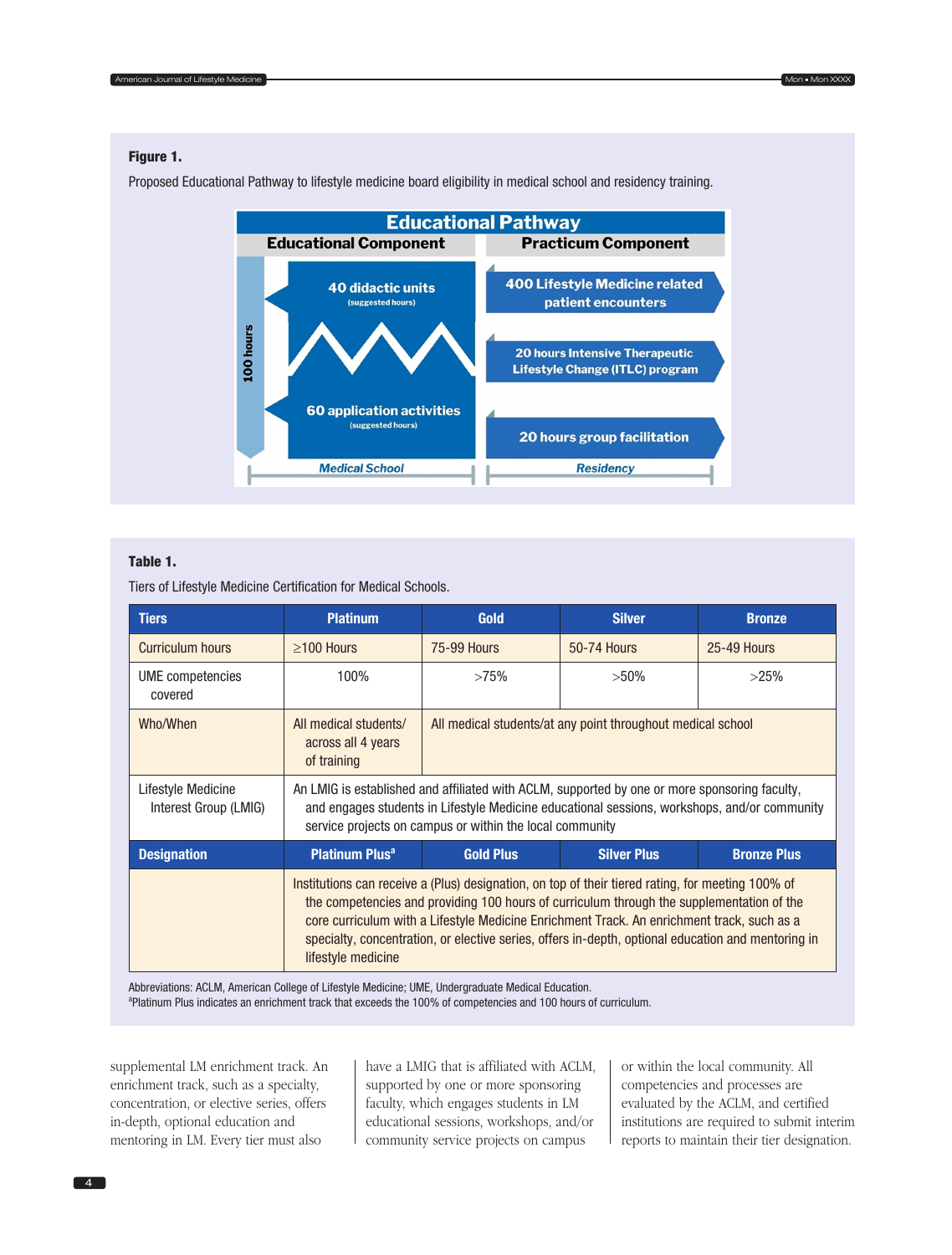**Figure 1.**

Proposed Educational Pathway to lifestyle medicine board eligibility in medical school and residency training.

**Educational Pathway**

| Educational Component | Practicum Component |
|---|---|
| 40 didactic units (suggested hours) | 400 Lifestyle Medicine related patient encounters |
| 60 application activities (suggested hours) | 20 hours Intensive Therapeutic Lifestyle Change (ITLC) program |
| 100 hours | 20 hours group facilitation |
| Medical School | Residency |

**Table 1.**

Tiers of Lifestyle Medicine Certification for Medical Schools.

| Tiers | Platinum | Gold | Silver | Bronze |
|---|---|---|---|---|
| Curriculum hours | ≥100 Hours | 75-99 Hours | 50-74 Hours | 25-49 Hours |
| UME competencies covered | 100% | >75% | >50% | >25% |
| Who/When | All medical students/ across all 4 years of training | All medical students/at any point throughout medical school | | |
| Lifestyle Medicine Interest Group (LMIG) | An LMIG is established and affiliated with ACLM, supported by one or more sponsoring faculty, and engages students in Lifestyle Medicine educational sessions, workshops, and/or community service projects on campus or within the local community | | | |
| **Designation** | **Platinum Plus[a]** | **Gold Plus** | **Silver Plus** | **Bronze Plus** |
| | Institutions can receive a (Plus) designation, on top of their tiered rating, for meeting 100% of the competencies and providing 100 hours of curriculum through the supplementation of the core curriculum with a Lifestyle Medicine Enrichment Track. An enrichment track, such as a specialty, concentration, or elective series, offers in-depth, optional education and mentoring in lifestyle medicine | | | |

Abbreviations: ACLM, American College of Lifestyle Medicine; UME, Undergraduate Medical Education.
[a]Platinum Plus indicates an enrichment track that exceeds the 100% of competencies and 100 hours of curriculum.

supplemental LM enrichment track. An enrichment track, such as a specialty, concentration, or elective series, offers in-depth, optional education and mentoring in LM. Every tier must also have a LMIG that is affiliated with ACLM, supported by one or more sponsoring faculty, which engages students in LM educational sessions, workshops, and/or community service projects on campus or within the local community. All competencies and processes are evaluated by the ACLM, and certified institutions are required to submit interim reports to maintain their tier designation.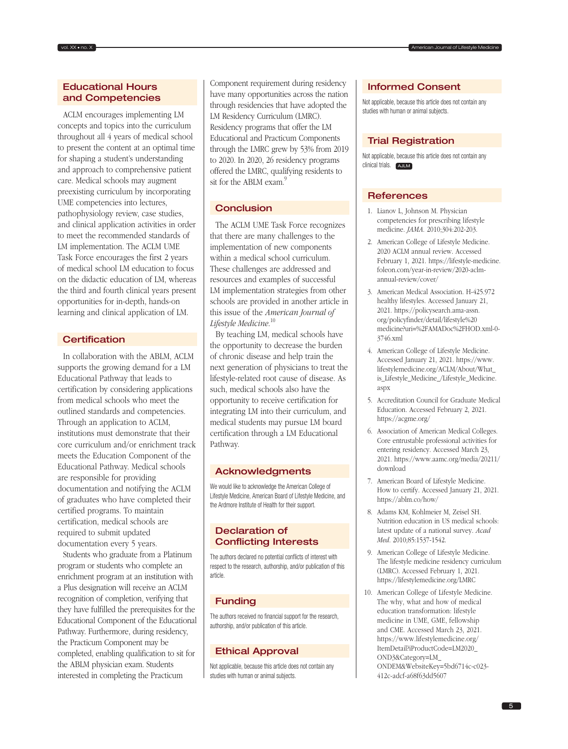## Educational Hours and Competencies

ACLM encourages implementing LM concepts and topics into the curriculum throughout all 4 years of medical school to present the content at an optimal time for shaping a student's understanding and approach to comprehensive patient care. Medical schools may augment preexisting curriculum by incorporating UME competencies into lectures, pathophysiology review, case studies, and clinical application activities in order to meet the recommended standards of LM implementation. The ACLM UME Task Force encourages the first 2 years of medical school LM education to focus on the didactic education of LM, whereas the third and fourth clinical years present opportunities for in-depth, hands-on learning and clinical application of LM.

## Certification

In collaboration with the ABLM, ACLM supports the growing demand for a LM Educational Pathway that leads to certification by considering applications from medical schools who meet the outlined standards and competencies. Through an application to ACLM, institutions must demonstrate that their core curriculum and/or enrichment track meets the Education Component of the Educational Pathway. Medical schools are responsible for providing documentation and notifying the ACLM of graduates who have completed their certified programs. To maintain certification, medical schools are required to submit updated documentation every 5 years.

Students who graduate from a Platinum program or students who complete an enrichment program at an institution with a Plus designation will receive an ACLM recognition of completion, verifying that they have fulfilled the prerequisites for the Educational Component of the Educational Pathway. Furthermore, during residency, the Practicum Component may be completed, enabling qualification to sit for the ABLM physician exam. Students interested in completing the Practicum Component requirement during residency have many opportunities across the nation through residencies that have adopted the LM Residency Curriculum (LMRC). Residency programs that offer the LM Educational and Practicum Components through the LMRC grew by 53% from 2019 to 2020. In 2020, 26 residency programs offered the LMRC, qualifying residents to sit for the ABLM exam.[9]

## Conclusion

The ACLM UME Task Force recognizes that there are many challenges to the implementation of new components within a medical school curriculum. These challenges are addressed and resources and examples of successful LM implementation strategies from other schools are provided in another article in this issue of the *American Journal of Lifestyle Medicine.*[10]

By teaching LM, medical schools have the opportunity to decrease the burden of chronic disease and help train the next generation of physicians to treat the lifestyle-related root cause of disease. As such, medical schools also have the opportunity to receive certification for integrating LM into their curriculum, and medical students may pursue LM board certification through a LM Educational Pathway.

## Acknowledgments

We would like to acknowledge the American College of Lifestyle Medicine, American Board of Lifestyle Medicine, and the Ardmore Institute of Health for their support.

## Declaration of Conflicting Interests

The authors declared no potential conflicts of interest with respect to the research, authorship, and/or publication of this article.

## Funding

The authors received no financial support for the research, authorship, and/or publication of this article.

## Ethical Approval

Not applicable, because this article does not contain any studies with human or animal subjects.

## Informed Consent

Not applicable, because this article does not contain any studies with human or animal subjects.

## Trial Registration

Not applicable, because this article does not contain any clinical trials. AJLM

## References

1. Lianov L, Johnson M. Physician competencies for prescribing lifestyle medicine. *JAMA*. 2010;304:202-203.
2. American College of Lifestyle Medicine. 2020 ACLM annual review. Accessed February 1, 2021. https://lifestyle-medicine.foleon.com/year-in-review/2020-aclm-annual-review/cover/
3. American Medical Association. H-425.972 healthy lifestyles. Accessed January 21, 2021. https://policysearch.ama-assn.org/policyfinder/detail/lifestyle%20medicine?uri=%2FAMADoc%2FHOD.xml-0-3746.xml
4. American College of Lifestyle Medicine. Accessed January 21, 2021. https://www.lifestylemedicine.org/ACLM/About/What_is_Lifestyle_Medicine_/Lifestyle_Medicine.aspx
5. Accreditation Council for Graduate Medical Education. Accessed February 2, 2021. https://acgme.org/
6. Association of American Medical Colleges. Core entrustable professional activities for entering residency. Accessed March 23, 2021. https://www.aamc.org/media/20211/download
7. American Board of Lifestyle Medicine. How to certify. Accessed January 21, 2021. https://ablm.co/how/
8. Adams KM, Kohlmeier M, Zeisel SH. Nutrition education in US medical schools: latest update of a national survey. *Acad Med*. 2010;85:1537-1542.
9. American College of Lifestyle Medicine. The lifestyle medicine residency curriculum (LMRC). Accessed February 1, 2021. https://lifestylemedicine.org/LMRC
10. American College of Lifestyle Medicine. The why, what and how of medical education transformation: lifestyle medicine in UME, GME, fellowship and CME. Accessed March 23, 2021. https://www.lifestylemedicine.org/ItemDetail?iProductCode=LM2020_OND3&Category=LM_ONDEM&WebsiteKey=5bd6714c-c023-412c-adcf-a68f63dd5607